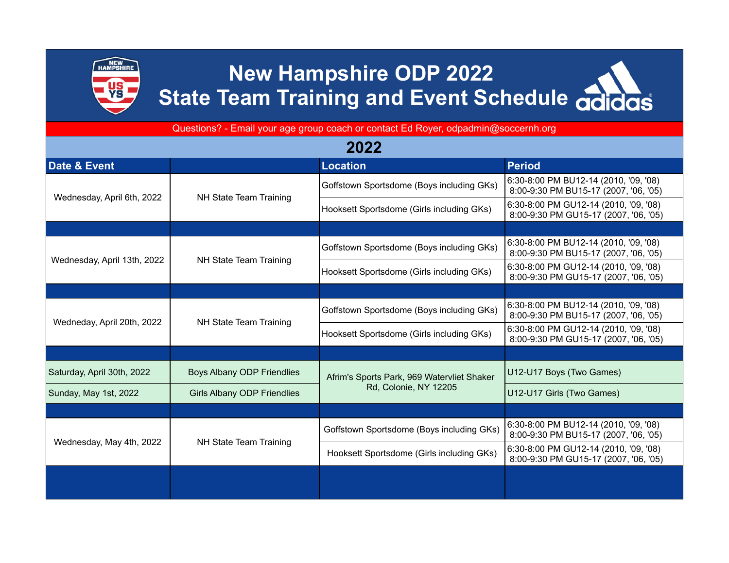# New Hampshire ODP 2022
# State Team Training and Event Schedule

Questions? - Email your age group coach or contact Ed Royer, odpadmin@soccernh.org

## 2022

| Date & Event | | Location | Period |
|---|---|---|---|
| Wednesday, April 6th, 2022 | NH State Team Training | Goffstown Sportsdome (Boys including GKs) | 6:30-8:00 PM BU12-14 (2010, '09, '08) 8:00-9:30 PM BU15-17 (2007, '06, '05) |
| | | Hooksett Sportsdome (Girls including GKs) | 6:30-8:00 PM GU12-14 (2010, '09, '08) 8:00-9:30 PM GU15-17 (2007, '06, '05) |
| | | | |
| Wednesday, April 13th, 2022 | NH State Team Training | Goffstown Sportsdome (Boys including GKs) | 6:30-8:00 PM BU12-14 (2010, '09, '08) 8:00-9:30 PM BU15-17 (2007, '06, '05) |
| | | Hooksett Sportsdome (Girls including GKs) | 6:30-8:00 PM GU12-14 (2010, '09, '08) 8:00-9:30 PM GU15-17 (2007, '06, '05) |
| | | | |
| Wedneday, April 20th, 2022 | NH State Team Training | Goffstown Sportsdome (Boys including GKs) | 6:30-8:00 PM BU12-14 (2010, '09, '08) 8:00-9:30 PM BU15-17 (2007, '06, '05) |
| | | Hooksett Sportsdome (Girls including GKs) | 6:30-8:00 PM GU12-14 (2010, '09, '08) 8:00-9:30 PM GU15-17 (2007, '06, '05) |
| | | | |
| Saturday, April 30th, 2022 | Boys Albany ODP Friendlies | Afrim's Sports Park, 969 Watervliet Shaker Rd, Colonie, NY 12205 | U12-U17 Boys (Two Games) |
| Sunday, May 1st, 2022 | Girls Albany ODP Friendlies | | U12-U17 Girls (Two Games) |
| | | | |
| Wednesday, May 4th, 2022 | NH State Team Training | Goffstown Sportsdome (Boys including GKs) | 6:30-8:00 PM BU12-14 (2010, '09, '08) 8:00-9:30 PM BU15-17 (2007, '06, '05) |
| | | Hooksett Sportsdome (Girls including GKs) | 6:30-8:00 PM GU12-14 (2010, '09, '08) 8:00-9:30 PM GU15-17 (2007, '06, '05) |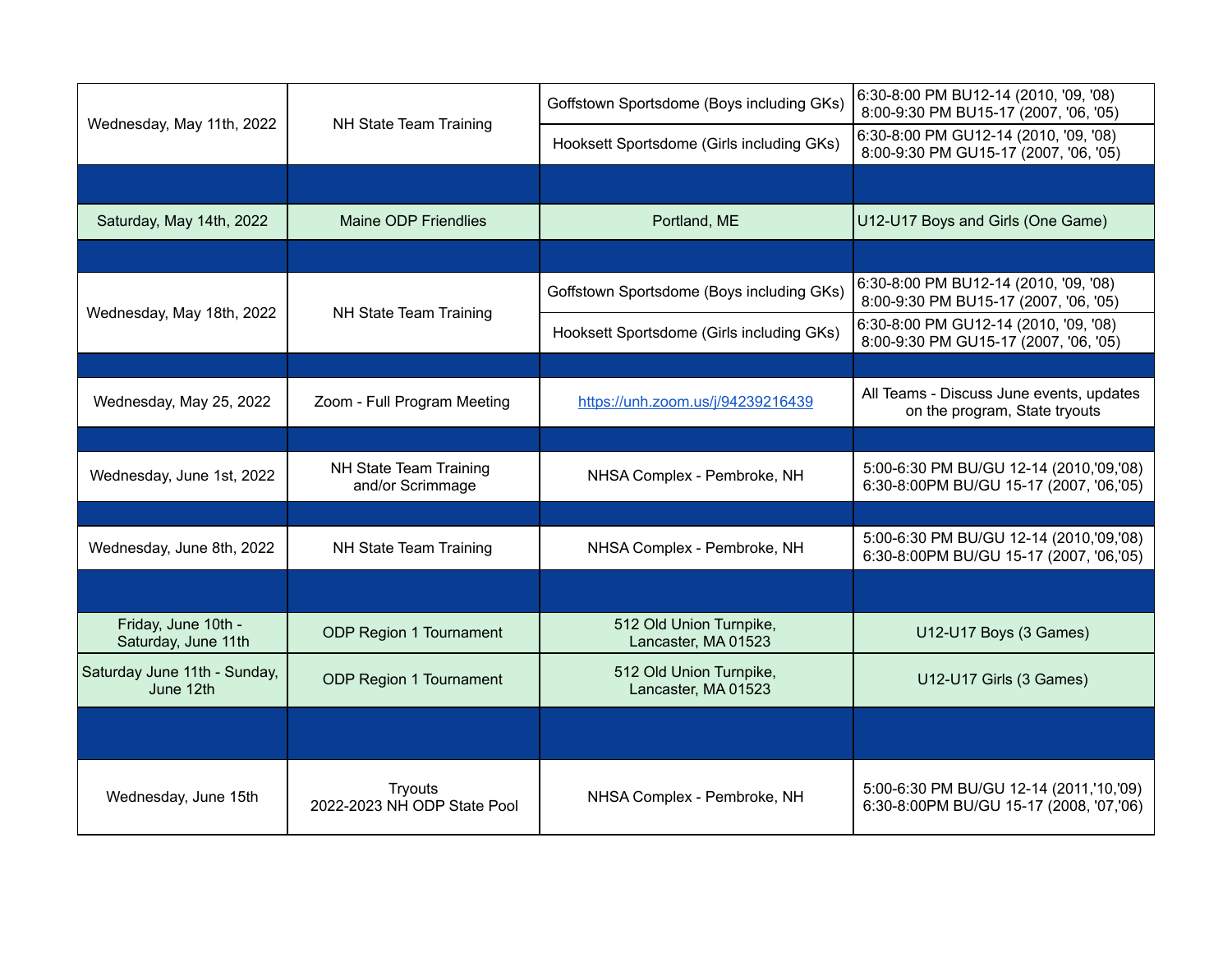| | | | |
|---|---|---|---|
| Wednesday, May 11th, 2022 | NH State Team Training | Goffstown Sportsdome (Boys including GKs) | 6:30-8:00 PM BU12-14 (2010, '09, '08)<br>8:00-9:30 PM BU15-17 (2007, '06, '05) |
| | | Hooksett Sportsdome (Girls including GKs) | 6:30-8:00 PM GU12-14 (2010, '09, '08)<br>8:00-9:30 PM GU15-17 (2007, '06, '05) |
| | | | |
| Saturday, May 14th, 2022 | Maine ODP Friendlies | Portland, ME | U12-U17 Boys and Girls (One Game) |
| | | | |
| Wednesday, May 18th, 2022 | NH State Team Training | Goffstown Sportsdome (Boys including GKs) | 6:30-8:00 PM BU12-14 (2010, '09, '08)<br>8:00-9:30 PM BU15-17 (2007, '06, '05) |
| | | Hooksett Sportsdome (Girls including GKs) | 6:30-8:00 PM GU12-14 (2010, '09, '08)<br>8:00-9:30 PM GU15-17 (2007, '06, '05) |
| | | | |
| Wednesday, May 25, 2022 | Zoom - Full Program Meeting | https://unh.zoom.us/j/94239216439 | All Teams - Discuss June events, updates on the program, State tryouts |
| | | | |
| Wednesday, June 1st, 2022 | NH State Team Training and/or Scrimmage | NHSA Complex - Pembroke, NH | 5:00-6:30 PM BU/GU 12-14 (2010,'09,'08)<br>6:30-8:00PM BU/GU 15-17 (2007, '06,'05) |
| | | | |
| Wednesday, June 8th, 2022 | NH State Team Training | NHSA Complex - Pembroke, NH | 5:00-6:30 PM BU/GU 12-14 (2010,'09,'08)<br>6:30-8:00PM BU/GU 15-17 (2007, '06,'05) |
| | | | |
| Friday, June 10th - Saturday, June 11th | ODP Region 1 Tournament | 512 Old Union Turnpike, Lancaster, MA 01523 | U12-U17 Boys (3 Games) |
| Saturday June 11th - Sunday, June 12th | ODP Region 1 Tournament | 512 Old Union Turnpike, Lancaster, MA 01523 | U12-U17 Girls (3 Games) |
| | | | |
| Wednesday, June 15th | Tryouts<br>2022-2023 NH ODP State Pool | NHSA Complex - Pembroke, NH | 5:00-6:30 PM BU/GU 12-14 (2011,'10,'09)<br>6:30-8:00PM BU/GU 15-17 (2008, '07,'06) |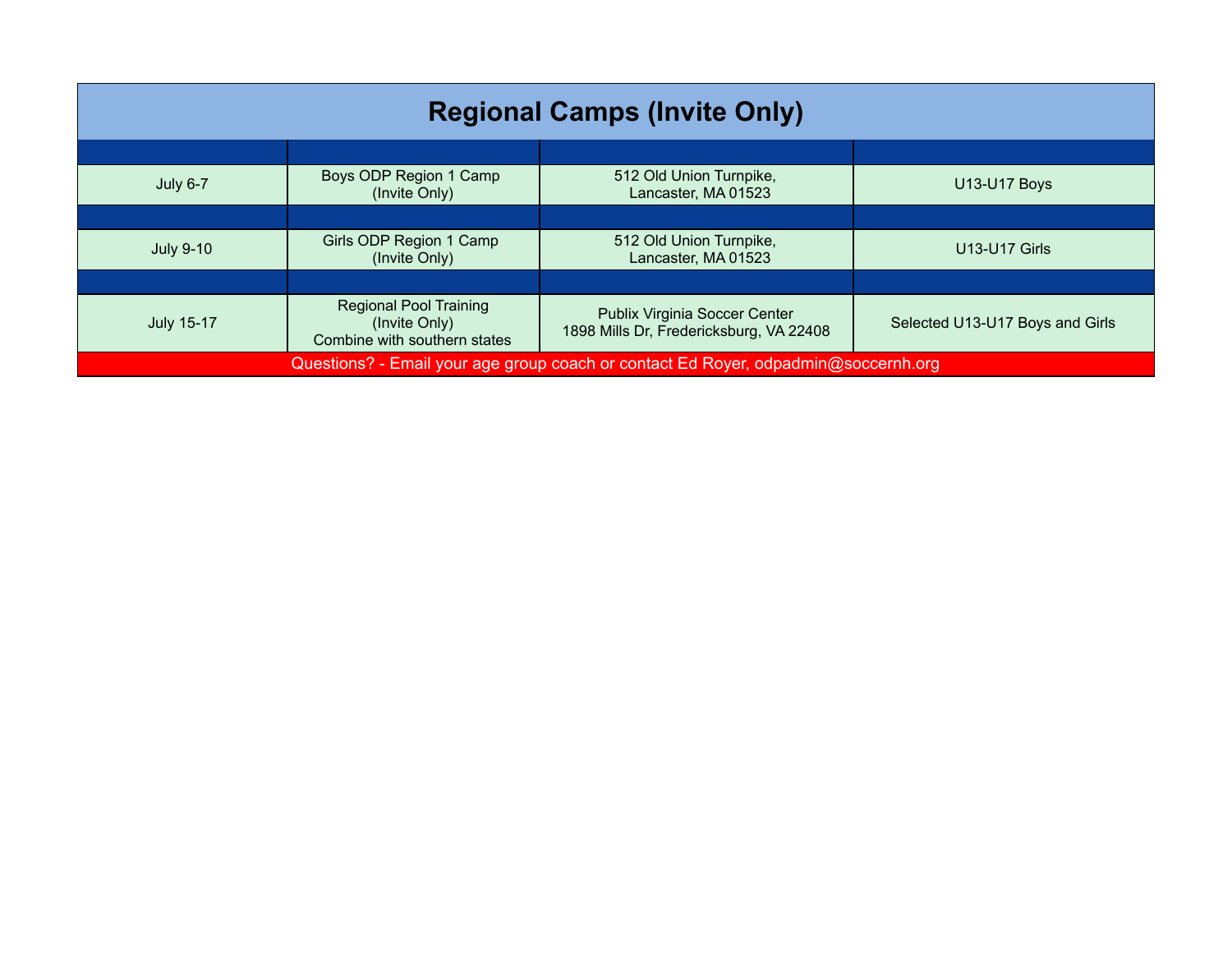## Regional Camps (Invite Only)

| | | | |
|---|---|---|---|
| July 6-7 | Boys ODP Region 1 Camp<br>(Invite Only) | 512 Old Union Turnpike,<br>Lancaster, MA 01523 | U13-U17 Boys |
| | | | |
| July 9-10 | Girls ODP Region 1 Camp<br>(Invite Only) | 512 Old Union Turnpike,<br>Lancaster, MA 01523 | U13-U17 Girls |
| | | | |
| July 15-17 | Regional Pool Training<br>(Invite Only)<br>Combine with southern states | Publix Virginia Soccer Center<br>1898 Mills Dr, Fredericksburg, VA 22408 | Selected U13-U17 Boys and Girls |

Questions? - Email your age group coach or contact Ed Royer, odpadmin@soccernh.org